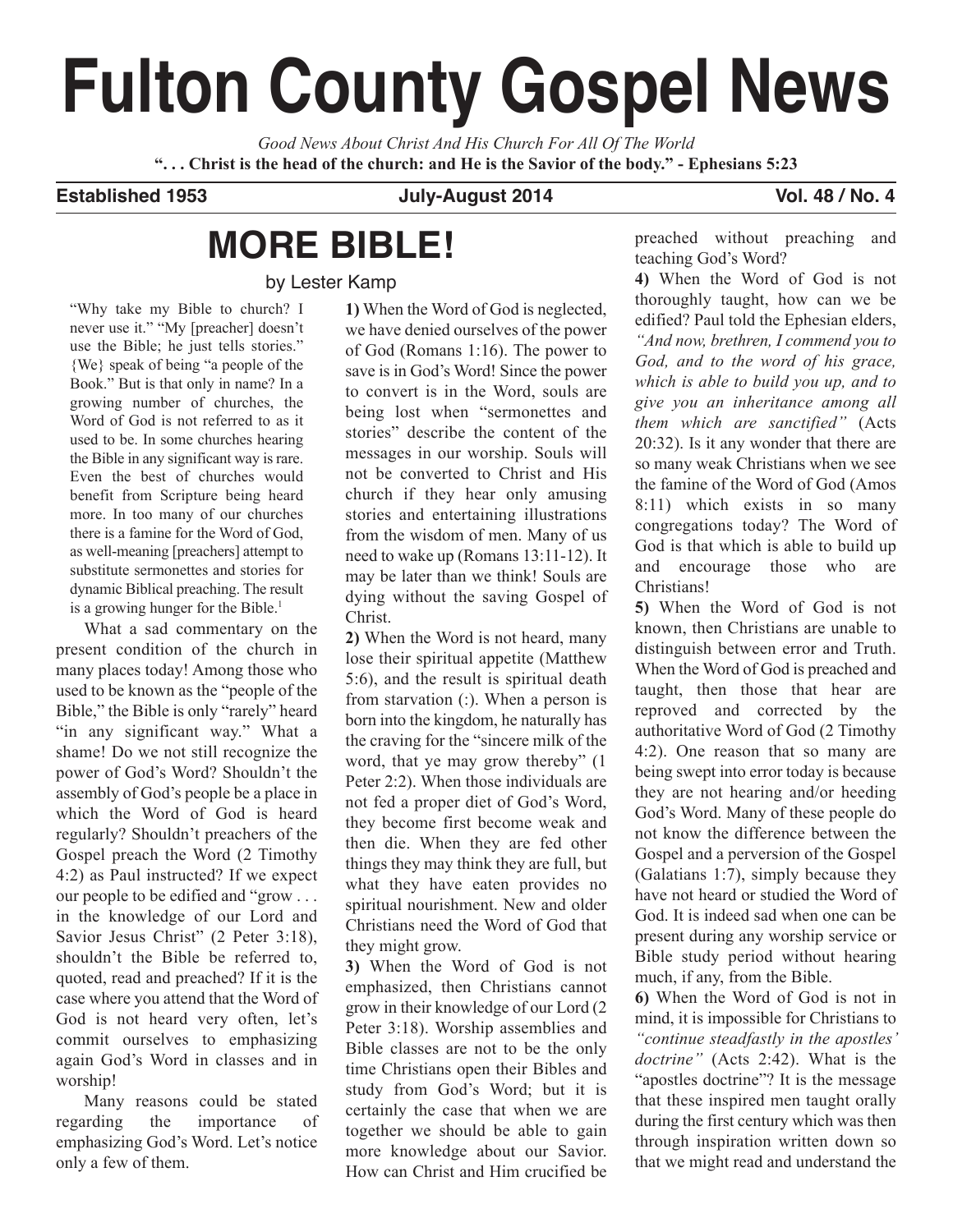# Fulton County Gospel News

*Good News About Christ And His Church For All Of The World*

**". . . Christ is the head of the church: and He is the Savior of the body." - Ephesians 5:23**

**Established 1953** **July-August 2014** **Vol. 48 / No. 4**

## MORE BIBLE!

by Lester Kamp

"Why take my Bible to church? I never use it." "My [preacher] doesn't use the Bible; he just tells stories." {We} speak of being "a people of the Book." But is that only in name? In a growing number of churches, the Word of God is not referred to as it used to be. In some churches hearing the Bible in any significant way is rare. Even the best of churches would benefit from Scripture being heard more. In too many of our churches there is a famine for the Word of God, as well-meaning [preachers] attempt to substitute sermonettes and stories for dynamic Biblical preaching. The result is a growing hunger for the Bible.[1]

What a sad commentary on the present condition of the church in many places today! Among those who used to be known as the "people of the Bible," the Bible is only "rarely" heard "in any significant way." What a shame! Do we not still recognize the power of God's Word? Shouldn't the assembly of God's people be a place in which the Word of God is heard regularly? Shouldn't preachers of the Gospel preach the Word (2 Timothy 4:2) as Paul instructed? If we expect our people to be edified and "grow . . . in the knowledge of our Lord and Savior Jesus Christ" (2 Peter 3:18), shouldn't the Bible be referred to, quoted, read and preached? If it is the case where you attend that the Word of God is not heard very often, let's commit ourselves to emphasizing again God's Word in classes and in worship!

Many reasons could be stated regarding the importance of emphasizing God's Word. Let's notice only a few of them.

**1)** When the Word of God is neglected, we have denied ourselves of the power of God (Romans 1:16). The power to save is in God's Word! Since the power to convert is in the Word, souls are being lost when "sermonettes and stories" describe the content of the messages in our worship. Souls will not be converted to Christ and His church if they hear only amusing stories and entertaining illustrations from the wisdom of men. Many of us need to wake up (Romans 13:11-12). It may be later than we think! Souls are dying without the saving Gospel of Christ.

**2)** When the Word is not heard, many lose their spiritual appetite (Matthew 5:6), and the result is spiritual death from starvation (:). When a person is born into the kingdom, he naturally has the craving for the "sincere milk of the word, that ye may grow thereby" (1 Peter 2:2). When those individuals are not fed a proper diet of God's Word, they become first become weak and then die. When they are fed other things they may think they are full, but what they have eaten provides no spiritual nourishment. New and older Christians need the Word of God that they might grow.

**3)** When the Word of God is not emphasized, then Christians cannot grow in their knowledge of our Lord (2 Peter 3:18). Worship assemblies and Bible classes are not to be the only time Christians open their Bibles and study from God's Word; but it is certainly the case that when we are together we should be able to gain more knowledge about our Savior. How can Christ and Him crucified be preached without preaching and teaching God's Word?

**4)** When the Word of God is not thoroughly taught, how can we be edified? Paul told the Ephesian elders, *"And now, brethren, I commend you to God, and to the word of his grace, which is able to build you up, and to give you an inheritance among all them which are sanctified"* (Acts 20:32). Is it any wonder that there are so many weak Christians when we see the famine of the Word of God (Amos 8:11) which exists in so many congregations today? The Word of God is that which is able to build up and encourage those who are Christians!

**5)** When the Word of God is not known, then Christians are unable to distinguish between error and Truth. When the Word of God is preached and taught, then those that hear are reproved and corrected by the authoritative Word of God (2 Timothy 4:2). One reason that so many are being swept into error today is because they are not hearing and/or heeding God's Word. Many of these people do not know the difference between the Gospel and a perversion of the Gospel (Galatians 1:7), simply because they have not heard or studied the Word of God. It is indeed sad when one can be present during any worship service or Bible study period without hearing much, if any, from the Bible.

**6)** When the Word of God is not in mind, it is impossible for Christians to *"continue steadfastly in the apostles' doctrine"* (Acts 2:42). What is the "apostles doctrine"? It is the message that these inspired men taught orally during the first century which was then through inspiration written down so that we might read and understand the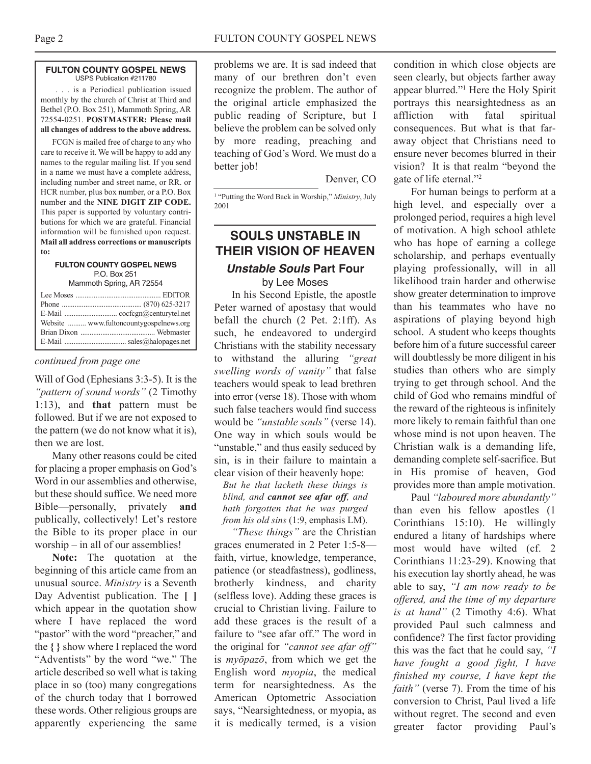**FULTON COUNTY GOSPEL NEWS**
USPS Publication #211780

. . . is a Periodical publication issued monthly by the church of Christ at Third and Bethel (P.O. Box 251), Mammoth Spring, AR 72554-0251. **POSTMASTER: Please mail all changes of address to the above address.**

FCGN is mailed free of charge to any who care to receive it. We will be happy to add any names to the regular mailing list. If you send in a name we must have a complete address, including number and street name, or RR. or HCR number, plus box number, or a P.O. Box number and the **NINE DIGIT ZIP CODE.** This paper is supported by voluntary contributions for which we are grateful. Financial information will be furnished upon request. **Mail all address corrections or manuscripts to:**

**FULTON COUNTY GOSPEL NEWS**
P.O. Box 251
Mammoth Spring, AR 72554

Lee Moses .............................................. EDITOR
Phone ........................................... (870) 625-3217
E-Mail ............................ cocfcgn@centurytel.net
Website .......... www.fultoncountygospelnews.org
Brian Dixon ......................................... Webmaster
E-Mail .................................. sales@halopages.net

*continued from page one*

Will of God (Ephesians 3:3-5). It is the *"pattern of sound words"* (2 Timothy 1:13), and **that** pattern must be followed. But if we are not exposed to the pattern (we do not know what it is), then we are lost.

Many other reasons could be cited for placing a proper emphasis on God's Word in our assemblies and otherwise, but these should suffice. We need more Bible—personally, privately **and** publically, collectively! Let's restore the Bible to its proper place in our worship – in all of our assemblies!

**Note:** The quotation at the beginning of this article came from an unusual source. *Ministry* is a Seventh Day Adventist publication. The **[ ]** which appear in the quotation show where I have replaced the word "pastor" with the word "preacher," and the **{ }** show where I replaced the word "Adventists" by the word "we." The article described so well what is taking place in so (too) many congregations of the church today that I borrowed these words. Other religious groups are apparently experiencing the same problems we are. It is sad indeed that many of our brethren don't even recognize the problem. The author of the original article emphasized the public reading of Scripture, but I believe the problem can be solved only by more reading, preaching and teaching of God's Word. We must do a better job!

Denver, CO

[1] "Putting the Word Back in Worship," *Ministry*, July 2001

## SOULS UNSTABLE IN THEIR VISION OF HEAVEN

### *Unstable Souls* Part Four

by Lee Moses

In his Second Epistle, the apostle Peter warned of apostasy that would befall the church (2 Pet. 2:1ff). As such, he endeavored to undergird Christians with the stability necessary to withstand the alluring *"great swelling words of vanity"* that false teachers would speak to lead brethren into error (verse 18). Those with whom such false teachers would find success would be *"unstable souls"* (verse 14). One way in which souls would be "unstable," and thus easily seduced by sin, is in their failure to maintain a clear vision of their heavenly hope:

> *But he that lacketh these things is blind, and* ***cannot see afar off****, and hath forgotten that he was purged from his old sins* (1:9, emphasis LM).

*"These things"* are the Christian graces enumerated in 2 Peter 1:5-8—faith, virtue, knowledge, temperance, patience (or steadfastness), godliness, brotherly kindness, and charity (selfless love). Adding these graces is crucial to Christian living. Failure to add these graces is the result of a failure to "see afar off." The word in the original for *"cannot see afar off"* is *myōpazō*, from which we get the English word *myopia*, the medical term for nearsightedness. As the American Optometric Association says, "Nearsightedness, or myopia, as it is medically termed, is a vision condition in which close objects are seen clearly, but objects farther away appear blurred."[1] Here the Holy Spirit portrays this nearsightedness as an affliction with fatal spiritual consequences. But what is that far-away object that Christians need to ensure never becomes blurred in their vision? It is that realm "beyond the gate of life eternal."[2]

For human beings to perform at a high level, and especially over a prolonged period, requires a high level of motivation. A high school athlete who has hope of earning a college scholarship, and perhaps eventually playing professionally, will in all likelihood train harder and otherwise show greater determination to improve than his teammates who have no aspirations of playing beyond high school. A student who keeps thoughts before him of a future successful career will doubtlessly be more diligent in his studies than others who are simply trying to get through school. And the child of God who remains mindful of the reward of the righteous is infinitely more likely to remain faithful than one whose mind is not upon heaven. The Christian walk is a demanding life, demanding complete self-sacrifice. But in His promise of heaven, God provides more than ample motivation.

Paul *"laboured more abundantly"* than even his fellow apostles (1 Corinthians 15:10). He willingly endured a litany of hardships where most would have wilted (cf. 2 Corinthians 11:23-29). Knowing that his execution lay shortly ahead, he was able to say, *"I am now ready to be offered, and the time of my departure is at hand"* (2 Timothy 4:6). What provided Paul such calmness and confidence? The first factor providing this was the fact that he could say, *"I have fought a good fight, I have finished my course, I have kept the faith"* (verse 7). From the time of his conversion to Christ, Paul lived a life without regret. The second and even greater factor providing Paul's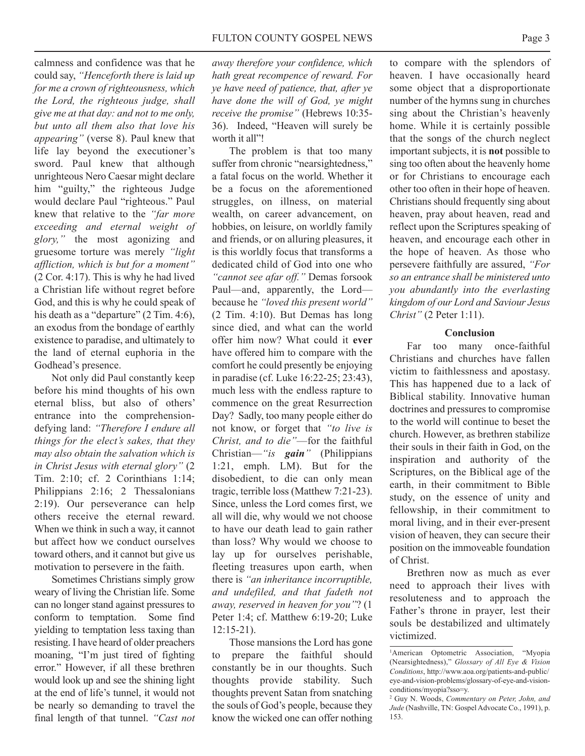calmness and confidence was that he could say, *"Henceforth there is laid up for me a crown of righteousness, which the Lord, the righteous judge, shall give me at that day: and not to me only, but unto all them also that love his appearing"* (verse 8). Paul knew that life lay beyond the executioner's sword. Paul knew that although unrighteous Nero Caesar might declare him "guilty," the righteous Judge would declare Paul "righteous." Paul knew that relative to the *"far more exceeding and eternal weight of glory,"* the most agonizing and gruesome torture was merely *"light affliction, which is but for a moment"* (2 Cor. 4:17). This is why he had lived a Christian life without regret before God, and this is why he could speak of his death as a "departure" (2 Tim. 4:6), an exodus from the bondage of earthly existence to paradise, and ultimately to the land of eternal euphoria in the Godhead's presence.

Not only did Paul constantly keep before his mind thoughts of his own eternal bliss, but also of others' entrance into the comprehension-defying land: *"Therefore I endure all things for the elect's sakes, that they may also obtain the salvation which is in Christ Jesus with eternal glory"* (2 Tim. 2:10; cf. 2 Corinthians 1:14; Philippians 2:16; 2 Thessalonians 2:19). Our perseverance can help others receive the eternal reward. When we think in such a way, it cannot but affect how we conduct ourselves toward others, and it cannot but give us motivation to persevere in the faith.

Sometimes Christians simply grow weary of living the Christian life. Some can no longer stand against pressures to conform to temptation. Some find yielding to temptation less taxing than resisting. I have heard of older preachers moaning, "I'm just tired of fighting error." However, if all these brethren would look up and see the shining light at the end of life's tunnel, it would not be nearly so demanding to travel the final length of that tunnel. *"Cast not away therefore your confidence, which hath great recompence of reward. For ye have need of patience, that, after ye have done the will of God, ye might receive the promise"* (Hebrews 10:35-36). Indeed, "Heaven will surely be worth it all"!

The problem is that too many suffer from chronic "nearsightedness," a fatal focus on the world. Whether it be a focus on the aforementioned struggles, on illness, on material wealth, on career advancement, on hobbies, on leisure, on worldly family and friends, or on alluring pleasures, it is this worldly focus that transforms a dedicated child of God into one who *"cannot see afar off."* Demas forsook Paul—and, apparently, the Lord—because he *"loved this present world"* (2 Tim. 4:10). But Demas has long since died, and what can the world offer him now? What could it **ever** have offered him to compare with the comfort he could presently be enjoying in paradise (cf. Luke 16:22-25; 23:43), much less with the endless rapture to commence on the great Resurrection Day? Sadly, too many people either do not know, or forget that *"to live is Christ, and to die"*—for the faithful Christian—*"is **gain**"* (Philippians 1:21, emph. LM). But for the disobedient, to die can only mean tragic, terrible loss (Matthew 7:21-23). Since, unless the Lord comes first, we all will die, why would we not choose to have our death lead to gain rather than loss? Why would we choose to lay up for ourselves perishable, fleeting treasures upon earth, when there is *"an inheritance incorruptible, and undefiled, and that fadeth not away, reserved in heaven for you"*? (1 Peter 1:4; cf. Matthew 6:19-20; Luke 12:15-21).

Those mansions the Lord has gone to prepare the faithful should constantly be in our thoughts. Such thoughts provide stability. Such thoughts prevent Satan from snatching the souls of God's people, because they know the wicked one can offer nothing to compare with the splendors of heaven. I have occasionally heard some object that a disproportionate number of the hymns sung in churches sing about the Christian's heavenly home. While it is certainly possible that the songs of the church neglect important subjects, it is **not** possible to sing too often about the heavenly home or for Christians to encourage each other too often in their hope of heaven. Christians should frequently sing about heaven, pray about heaven, read and reflect upon the Scriptures speaking of heaven, and encourage each other in the hope of heaven. As those who persevere faithfully are assured, *"For so an entrance shall be ministered unto you abundantly into the everlasting kingdom of our Lord and Saviour Jesus Christ"* (2 Peter 1:11).

**Conclusion**

Far too many once-faithful Christians and churches have fallen victim to faithlessness and apostasy. This has happened due to a lack of Biblical stability. Innovative human doctrines and pressures to compromise to the world will continue to beset the church. However, as brethren stabilize their souls in their faith in God, on the inspiration and authority of the Scriptures, on the Biblical age of the earth, in their commitment to Bible study, on the essence of unity and fellowship, in their commitment to moral living, and in their ever-present vision of heaven, they can secure their position on the immoveable foundation of Christ.

Brethren now as much as ever need to approach their lives with resoluteness and to approach the Father's throne in prayer, lest their souls be destabilized and ultimately victimized.

---

[1]American Optometric Association, "Myopia (Nearsightedness)," *Glossary of All Eye & Vision Conditions*, http://www.aoa.org/patients-and-public/eye-and-vision-problems/glossary-of-eye-and-vision-conditions/myopia?sso=y.

[2] Guy N. Woods, *Commentary on Peter, John, and Jude* (Nashville, TN: Gospel Advocate Co., 1991), p. 153.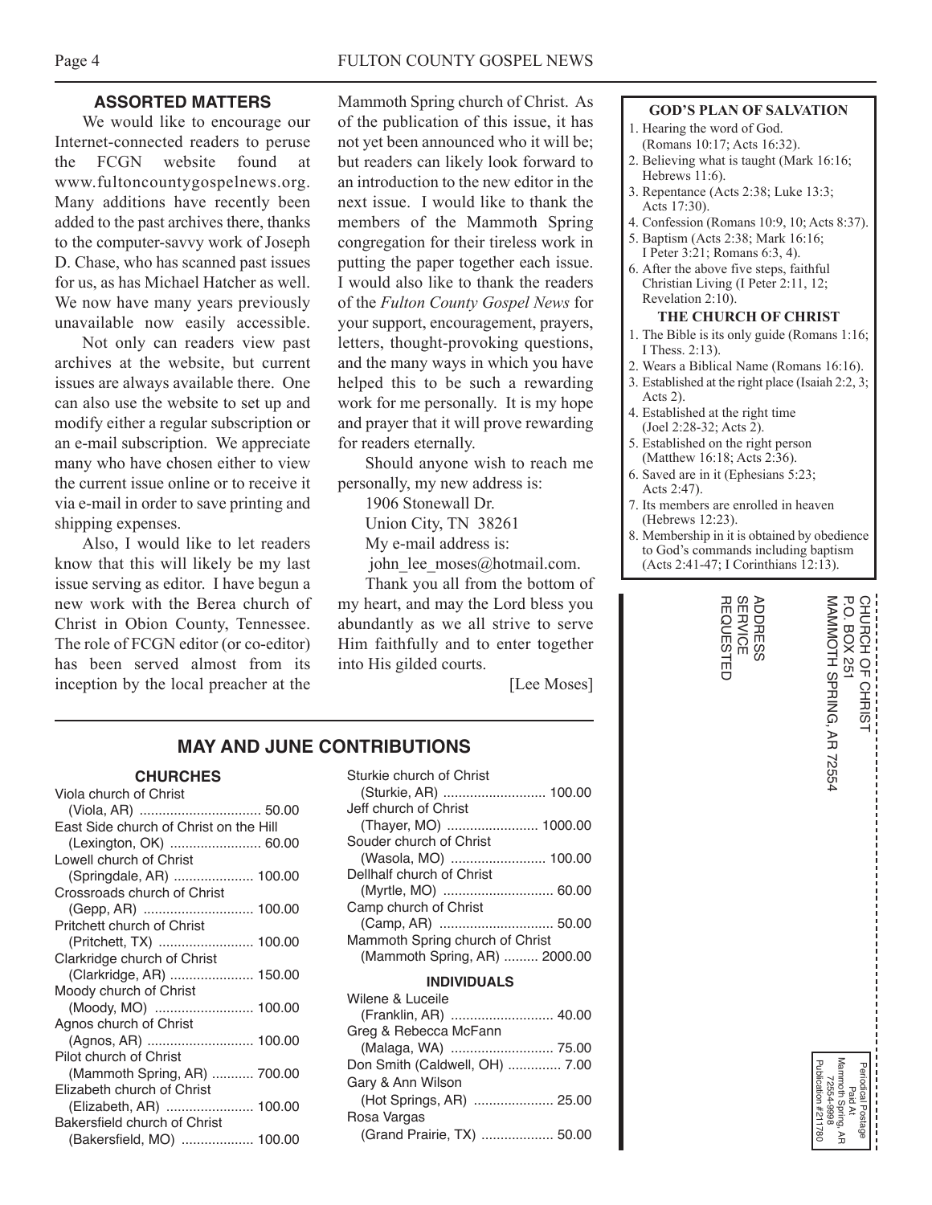## ASSORTED MATTERS

We would like to encourage our Internet-connected readers to peruse the FCGN website found at www.fultoncountygospelnews.org. Many additions have recently been added to the past archives there, thanks to the computer-savvy work of Joseph D. Chase, who has scanned past issues for us, as has Michael Hatcher as well. We now have many years previously unavailable now easily accessible.

Not only can readers view past archives at the website, but current issues are always available there. One can also use the website to set up and modify either a regular subscription or an e-mail subscription. We appreciate many who have chosen either to view the current issue online or to receive it via e-mail in order to save printing and shipping expenses.

Also, I would like to let readers know that this will likely be my last issue serving as editor. I have begun a new work with the Berea church of Christ in Obion County, Tennessee. The role of FCGN editor (or co-editor) has been served almost from its inception by the local preacher at the Mammoth Spring church of Christ. As of the publication of this issue, it has not yet been announced who it will be; but readers can likely look forward to an introduction to the new editor in the next issue. I would like to thank the members of the Mammoth Spring congregation for their tireless work in putting the paper together each issue. I would also like to thank the readers of the *Fulton County Gospel News* for your support, encouragement, prayers, letters, thought-provoking questions, and the many ways in which you have helped this to be such a rewarding work for me personally. It is my hope and prayer that it will prove rewarding for readers eternally.

Should anyone wish to reach me personally, my new address is:

1906 Stonewall Dr.
Union City, TN 38261
My e-mail address is:
john_lee_moses@hotmail.com.

Thank you all from the bottom of my heart, and may the Lord bless you abundantly as we all strive to serve Him faithfully and to enter together into His gilded courts.

[Lee Moses]

### GOD'S PLAN OF SALVATION

1. Hearing the word of God. (Romans 10:17; Acts 16:32).
2. Believing what is taught (Mark 16:16; Hebrews 11:6).
3. Repentance (Acts 2:38; Luke 13:3; Acts 17:30).
4. Confession (Romans 10:9, 10; Acts 8:37).
5. Baptism (Acts 2:38; Mark 16:16; I Peter 3:21; Romans 6:3, 4).
6. After the above five steps, faithful Christian Living (I Peter 2:11, 12; Revelation 2:10).

### THE CHURCH OF CHRIST

1. The Bible is its only guide (Romans 1:16; I Thess. 2:13).
2. Wears a Biblical Name (Romans 16:16).
3. Established at the right place (Isaiah 2:2, 3; Acts 2).
4. Established at the right time (Joel 2:28-32; Acts 2).
5. Established on the right person (Matthew 16:18; Acts 2:36).
6. Saved are in it (Ephesians 5:23; Acts 2:47).
7. Its members are enrolled in heaven (Hebrews 12:23).
8. Membership in it is obtained by obedience to God's commands including baptism (Acts 2:41-47; I Corinthians 12:13).

CHURCH OF CHRIST
P.O. BOX 251
MAMMOTH SPRING, AR 72554

ADDRESS
SERVICE
REQUESTED

Periodical Postage
Paid At
Mammoth Spring, AR
72554-9998
Publication #211780

## MAY AND JUNE CONTRIBUTIONS

### CHURCHES

Viola church of Christ (Viola, AR) ................................ 50.00
East Side church of Christ on the Hill (Lexington, OK) ........................ 60.00
Lowell church of Christ (Springdale, AR) .................... 100.00
Crossroads church of Christ (Gepp, AR) ............................ 100.00
Pritchett church of Christ (Pritchett, TX) ......................... 100.00
Clarkridge church of Christ (Clarkridge, AR) ...................... 150.00
Moody church of Christ (Moody, MO) .......................... 100.00
Agnos church of Christ (Agnos, AR) ............................ 100.00
Pilot church of Christ (Mammoth Spring, AR) ........... 700.00
Elizabeth church of Christ (Elizabeth, AR) ....................... 100.00
Bakersfield church of Christ (Bakersfield, MO) ................... 100.00
Sturkie church of Christ (Sturkie, AR) ........................... 100.00
Jeff church of Christ (Thayer, MO) ........................ 1000.00
Souder church of Christ (Wasola, MO) ......................... 100.00
Dellhalf church of Christ (Myrtle, MO) ............................ 60.00
Camp church of Christ (Camp, AR) .............................. 50.00
Mammoth Spring church of Christ (Mammoth Spring, AR) ......... 2000.00

### INDIVIDUALS

Wilene & Luceile (Franklin, AR) ........................... 40.00
Greg & Rebecca McFann (Malaga, WA) ........................... 75.00
Don Smith (Caldwell, OH) .............. 7.00
Gary & Ann Wilson (Hot Springs, AR) ..................... 25.00
Rosa Vargas (Grand Prairie, TX) ................... 50.00